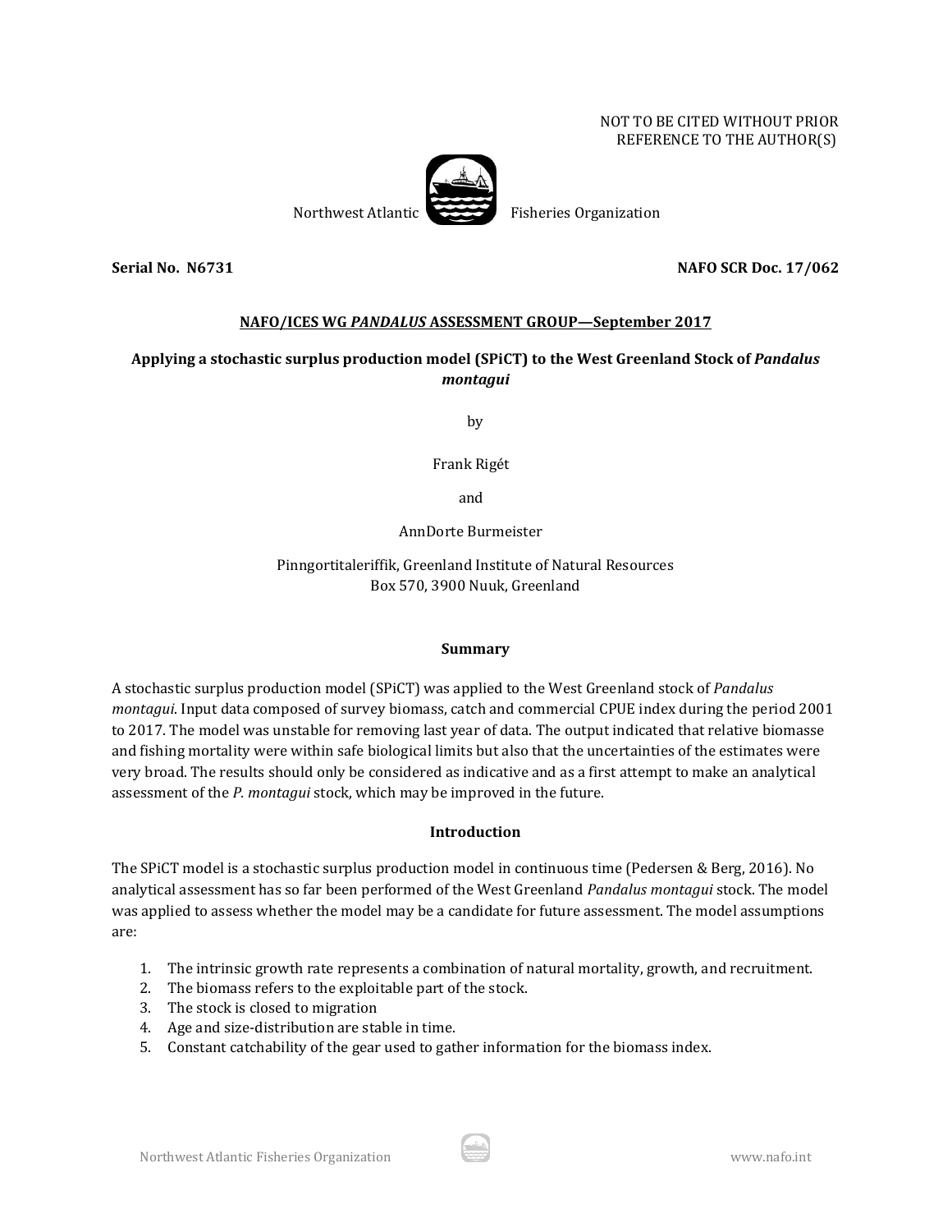NOT TO BE CITED WITHOUT PRIOR
REFERENCE TO THE AUTHOR(S)

Northwest Atlantic Fisheries Organization

**Serial No. N6731** **NAFO SCR Doc. 17/062**

**NAFO/ICES WG *PANDALUS* ASSESSMENT GROUP—September 2017**

# Applying a stochastic surplus production model (SPiCT) to the West Greenland Stock of *Pandalus montagui*

by

Frank Rigét

and

AnnDorte Burmeister

Pinngortitaleriffik, Greenland Institute of Natural Resources
Box 570, 3900 Nuuk, Greenland

## Summary

A stochastic surplus production model (SPiCT) was applied to the West Greenland stock of *Pandalus montagui*. Input data composed of survey biomass, catch and commercial CPUE index during the period 2001 to 2017. The model was unstable for removing last year of data. The output indicated that relative biomasse and fishing mortality were within safe biological limits but also that the uncertainties of the estimates were very broad. The results should only be considered as indicative and as a first attempt to make an analytical assessment of the *P. montagui* stock, which may be improved in the future.

## Introduction

The SPiCT model is a stochastic surplus production model in continuous time (Pedersen & Berg, 2016). No analytical assessment has so far been performed of the West Greenland *Pandalus montagui* stock. The model was applied to assess whether the model may be a candidate for future assessment. The model assumptions are:

1. The intrinsic growth rate represents a combination of natural mortality, growth, and recruitment.
2. The biomass refers to the exploitable part of the stock.
3. The stock is closed to migration
4. Age and size-distribution are stable in time.
5. Constant catchability of the gear used to gather information for the biomass index.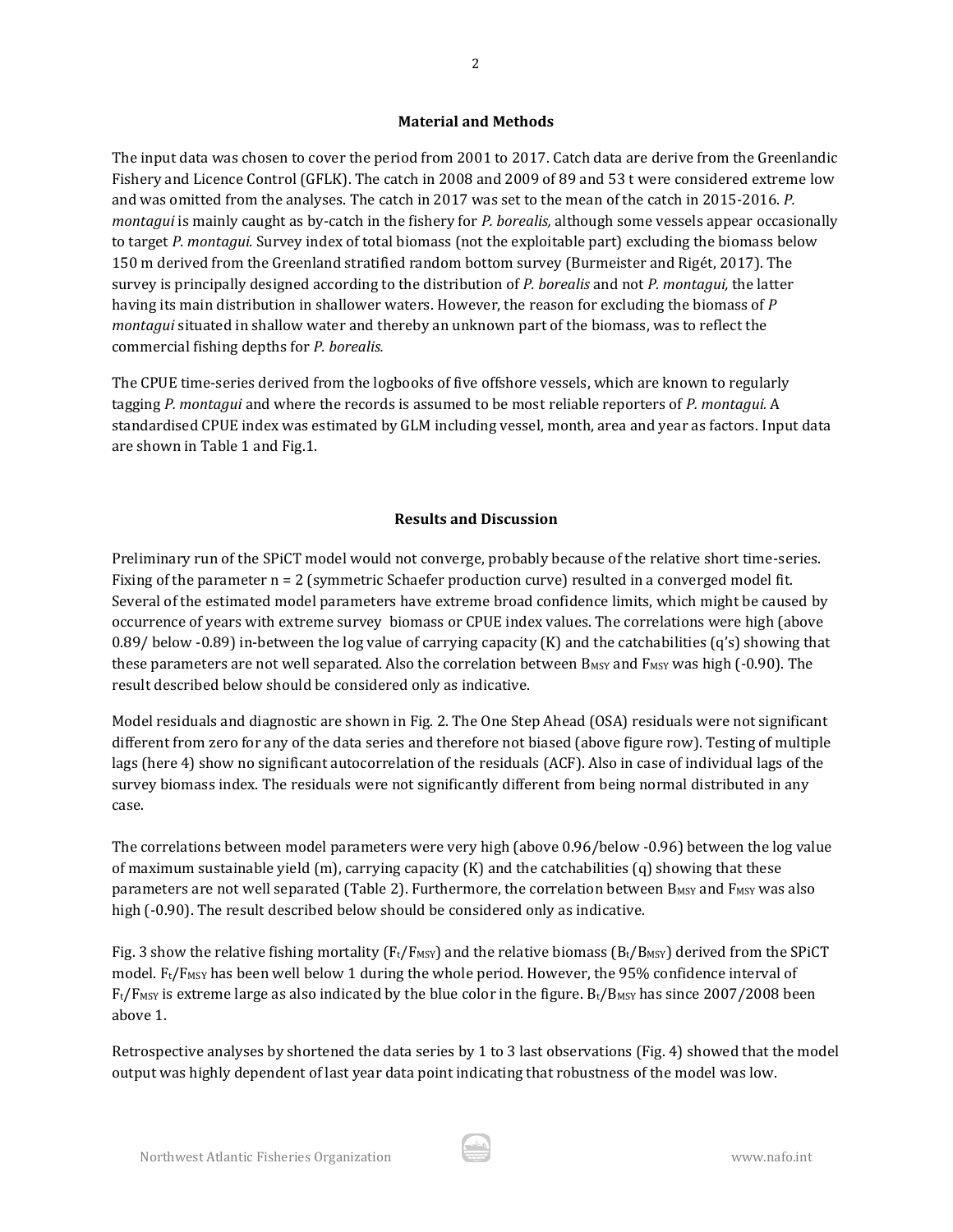## Material and Methods

The input data was chosen to cover the period from 2001 to 2017. Catch data are derive from the Greenlandic Fishery and Licence Control (GFLK). The catch in 2008 and 2009 of 89 and 53 t were considered extreme low and was omitted from the analyses. The catch in 2017 was set to the mean of the catch in 2015-2016. *P. montagui* is mainly caught as by-catch in the fishery for *P. borealis,* although some vessels appear occasionally to target *P. montagui.* Survey index of total biomass (not the exploitable part) excluding the biomass below 150 m derived from the Greenland stratified random bottom survey (Burmeister and Rigét, 2017). The survey is principally designed according to the distribution of *P. borealis* and not *P. montagui,* the latter having its main distribution in shallower waters. However, the reason for excluding the biomass of *P montagui* situated in shallow water and thereby an unknown part of the biomass, was to reflect the commercial fishing depths for *P. borealis.*

The CPUE time-series derived from the logbooks of five offshore vessels, which are known to regularly tagging *P. montagui* and where the records is assumed to be most reliable reporters of *P. montagui.* A standardised CPUE index was estimated by GLM including vessel, month, area and year as factors. Input data are shown in Table 1 and Fig.1.

## Results and Discussion

Preliminary run of the SPiCT model would not converge, probably because of the relative short time-series. Fixing of the parameter n = 2 (symmetric Schaefer production curve) resulted in a converged model fit. Several of the estimated model parameters have extreme broad confidence limits, which might be caused by occurrence of years with extreme survey biomass or CPUE index values. The correlations were high (above 0.89/ below -0.89) in-between the log value of carrying capacity (K) and the catchabilities (q's) showing that these parameters are not well separated. Also the correlation between $B_{MSY}$ and $F_{MSY}$ was high (-0.90). The result described below should be considered only as indicative.

Model residuals and diagnostic are shown in Fig. 2. The One Step Ahead (OSA) residuals were not significant different from zero for any of the data series and therefore not biased (above figure row). Testing of multiple lags (here 4) show no significant autocorrelation of the residuals (ACF). Also in case of individual lags of the survey biomass index. The residuals were not significantly different from being normal distributed in any case.

The correlations between model parameters were very high (above 0.96/below -0.96) between the log value of maximum sustainable yield (m), carrying capacity (K) and the catchabilities (q) showing that these parameters are not well separated (Table 2). Furthermore, the correlation between $B_{MSY}$ and $F_{MSY}$ was also high (-0.90). The result described below should be considered only as indicative.

Fig. 3 show the relative fishing mortality ($F_t/F_{MSY}$) and the relative biomass ($B_t/B_{MSY}$) derived from the SPiCT model. $F_t/F_{MSY}$ has been well below 1 during the whole period. However, the 95% confidence interval of $F_t/F_{MSY}$ is extreme large as also indicated by the blue color in the figure. $B_t/B_{MSY}$ has since 2007/2008 been above 1.

Retrospective analyses by shortened the data series by 1 to 3 last observations (Fig. 4) showed that the model output was highly dependent of last year data point indicating that robustness of the model was low.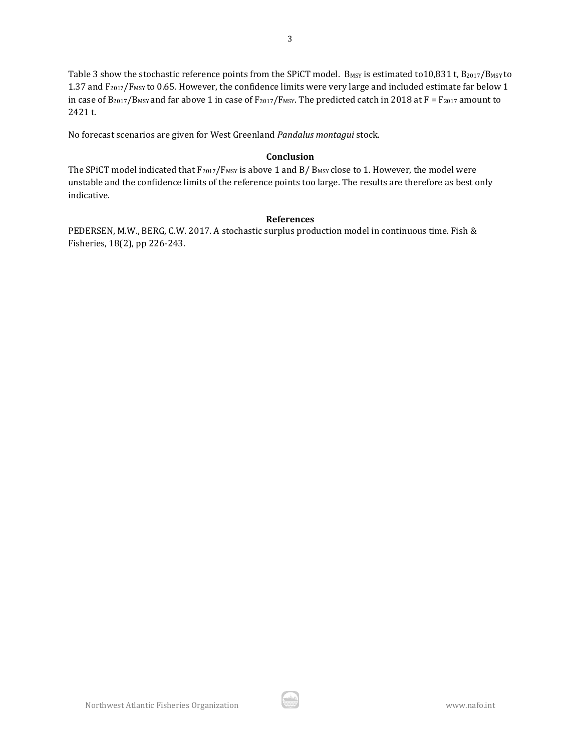Table 3 show the stochastic reference points from the SPiCT model. $B_{MSY}$ is estimated to10,831 t, $B_{2017}/B_{MSY}$ to 1.37 and $F_{2017}/F_{MSY}$ to 0.65. However, the confidence limits were very large and included estimate far below 1 in case of $B_{2017}/B_{MSY}$ and far above 1 in case of $F_{2017}/F_{MSY}$. The predicted catch in 2018 at $F = F_{2017}$ amount to 2421 t.

No forecast scenarios are given for West Greenland *Pandalus montagui* stock.

## Conclusion

The SPiCT model indicated that $F_{2017}/F_{MSY}$ is above 1 and $B/ B_{MSY}$ close to 1. However, the model were unstable and the confidence limits of the reference points too large. The results are therefore as best only indicative.

## References

PEDERSEN, M.W., BERG, C.W. 2017. A stochastic surplus production model in continuous time. Fish & Fisheries, 18(2), pp 226-243.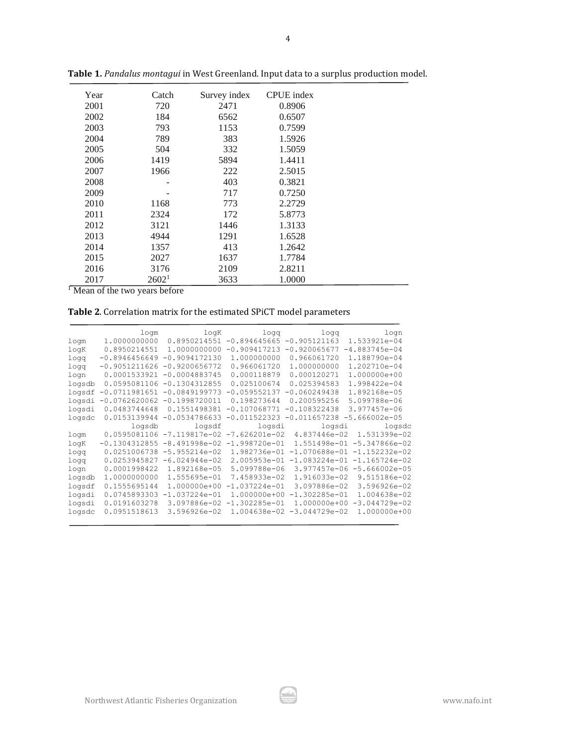**Table 1.** *Pandalus montagui* in West Greenland. Input data to a surplus production model.

| Year | Catch | Survey index | CPUE index |
|---|---|---|---|
| 2001 | 720 | 2471 | 0.8906 |
| 2002 | 184 | 6562 | 0.6507 |
| 2003 | 793 | 1153 | 0.7599 |
| 2004 | 789 | 383 | 1.5926 |
| 2005 | 504 | 332 | 1.5059 |
| 2006 | 1419 | 5894 | 1.4411 |
| 2007 | 1966 | 222 | 2.5015 |
| 2008 | - | 403 | 0.3821 |
| 2009 | - | 717 | 0.7250 |
| 2010 | 1168 | 773 | 2.2729 |
| 2011 | 2324 | 172 | 5.8773 |
| 2012 | 3121 | 1446 | 1.3133 |
| 2013 | 4944 | 1291 | 1.6528 |
| 2014 | 1357 | 413 | 1.2642 |
| 2015 | 2027 | 1637 | 1.7784 |
| 2016 | 3176 | 2109 | 2.8211 |
| 2017 | 2602[1] | 3633 | 1.0000 |

[1] Mean of the two years before

**Table 2**. Correlation matrix for the estimated SPiCT model parameters

```
              logm          logK         logq         logq          logn
logm    1.0000000000  0.8950214551 -0.894645665 -0.905121163  1.533921e-04
logK    0.8950214551  1.0000000000 -0.909417213 -0.920065677 -4.883745e-04
logq   -0.8946456649 -0.9094172130  1.000000000  0.966061720  1.188790e-04
logq   -0.9051211626 -0.9200656772  0.966061720  1.000000000  1.202710e-04
logn    0.0001533921 -0.0004883745  0.000118879  0.000120271  1.000000e+00
logsdb  0.0595081106 -0.1304312855  0.025100674  0.025394583  1.998422e-04
logsdf -0.0711981651 -0.0849199773 -0.059552137 -0.060249438  1.892168e-05
logsdi -0.0762620062 -0.1998720011  0.198273644  0.200595256  5.099788e-06
logsdi  0.0483744648  0.1551498381 -0.107068771 -0.108322438  3.977457e-06
logsdc  0.0153139944 -0.0534786633 -0.011522323 -0.011657238 -5.666002e-05
             logsdb        logsdf        logsdi        logsdi        logsdc
logm    0.0595081106 -7.119817e-02 -7.626201e-02  4.837446e-02  1.531399e-02
logK   -0.1304312855 -8.491998e-02 -1.998720e-01  1.551498e-01 -5.347866e-02
logq    0.0251006738 -5.955214e-02  1.982736e-01 -1.070688e-01 -1.152232e-02
logq    0.0253945827 -6.024944e-02  2.005953e-01 -1.083224e-01 -1.165724e-02
logn    0.0001998422  1.892168e-05  5.099788e-06  3.977457e-06 -5.666002e-05
logsdb  1.0000000000  1.555695e-01  7.458933e-02  1.916033e-02  9.515186e-02
logsdf  0.1555695144  1.000000e+00 -1.037224e-01  3.097886e-02  3.596926e-02
logsdi  0.0745893303 -1.037224e-01  1.000000e+00 -1.302285e-01  1.004638e-02
logsdi  0.0191603278  3.097886e-02 -1.302285e-01  1.000000e+00 -3.044729e-02
logsdc  0.0951518613  3.596926e-02  1.004638e-02 -3.044729e-02  1.000000e+00
```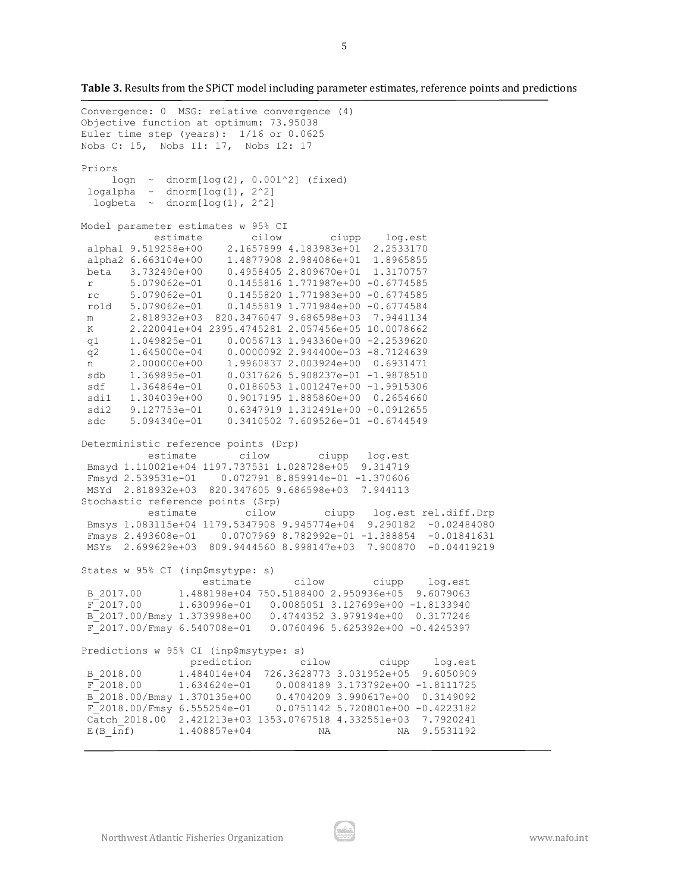**Table 3.** Results from the SPiCT model including parameter estimates, reference points and predictions

```
Convergence: 0  MSG: relative convergence (4)
Objective function at optimum: 73.95038
Euler time step (years):  1/16 or 0.0625
Nobs C: 15,  Nobs I1: 17,  Nobs I2: 17

Priors
     logn  ~  dnorm[log(2), 0.001^2] (fixed)
 logalpha  ~  dnorm[log(1), 2^2]
  logbeta  ~  dnorm[log(1), 2^2]

Model parameter estimates w 95% CI
           estimate        cilow        ciupp    log.est
 alpha1 9.519258e+00    2.1657899 4.183983e+01  2.2533170
 alpha2 6.663104e+00    1.4877908 2.984086e+01  1.8965855
 beta   3.732490e+00    0.4958405 2.809670e+01  1.3170757
 r      5.079062e-01    0.1455816 1.771987e+00 -0.6774585
 rc     5.079062e-01    0.1455820 1.771983e+00 -0.6774585
 rold   5.079062e-01    0.1455819 1.771984e+00 -0.6774584
 m      2.818932e+03  820.3476047 9.686598e+03  7.9441134
 K      2.220041e+04 2395.4745281 2.057456e+05 10.0078662
 q1     1.049825e-01    0.0056713 1.943360e+00 -2.2539620
 q2     1.645000e-04    0.0000092 2.944400e-03 -8.7124639
 n      2.000000e+00    1.9960837 2.003924e+00  0.6931471
 sdb    1.369895e-01    0.0317626 5.908237e-01 -1.9878510
 sdf    1.364864e-01    0.0186053 1.001247e+00 -1.9915306
 sdi1   1.304039e+00    0.9017195 1.885860e+00  0.2654660
 sdi2   9.127753e-01    0.6347919 1.312491e+00 -0.0912655
 sdc    5.094340e-01    0.3410502 7.609526e-01 -0.6744549

Deterministic reference points (Drp)
          estimate       cilow        ciupp   log.est
 Bmsyd 1.110021e+04 1197.737531 1.028728e+05  9.314719
 Fmsyd 2.539531e-01    0.072791 8.859914e-01 -1.370606
 MSYd  2.818932e+03  820.347605 9.686598e+03  7.944113
Stochastic reference points (Srp)
          estimate        cilow        ciupp   log.est rel.diff.Drp
 Bmsys 1.083115e+04 1179.5347908 9.945774e+04  9.290182  -0.02484080
 Fmsys 2.493608e-01    0.0707969 8.782992e-01 -1.388854  -0.01841631
 MSYs  2.699629e+03  809.9444560 8.998147e+03  7.900870  -0.04419219

States w 95% CI (inp$msytype: s)
                   estimate       cilow        ciupp    log.est
 B_2017.00      1.488198e+04 750.5188400 2.950936e+05  9.6079063
 F_2017.00      1.630996e-01   0.0085051 3.127699e+00 -1.8133940
 B_2017.00/Bmsy 1.373998e+00   0.4744352 3.979194e+00  0.3177246
 F_2017.00/Fmsy 6.540708e-01   0.0760496 5.625392e+00 -0.4245397

Predictions w 95% CI (inp$msytype: s)
                 prediction        cilow        ciupp    log.est
 B_2018.00      1.484014e+04  726.3628773 3.031952e+05  9.6050909
 F_2018.00      1.634624e-01    0.0084189 3.173792e+00 -1.8111725
 B_2018.00/Bmsy 1.370135e+00    0.4704209 3.990617e+00  0.3149092
 F_2018.00/Fmsy 6.555254e-01    0.0751142 5.720801e+00 -0.4223182
 Catch_2018.00  2.421213e+03 1353.0767518 4.332551e+03  7.7920241
 E(B_inf)       1.408857e+04           NA           NA  9.5531192
```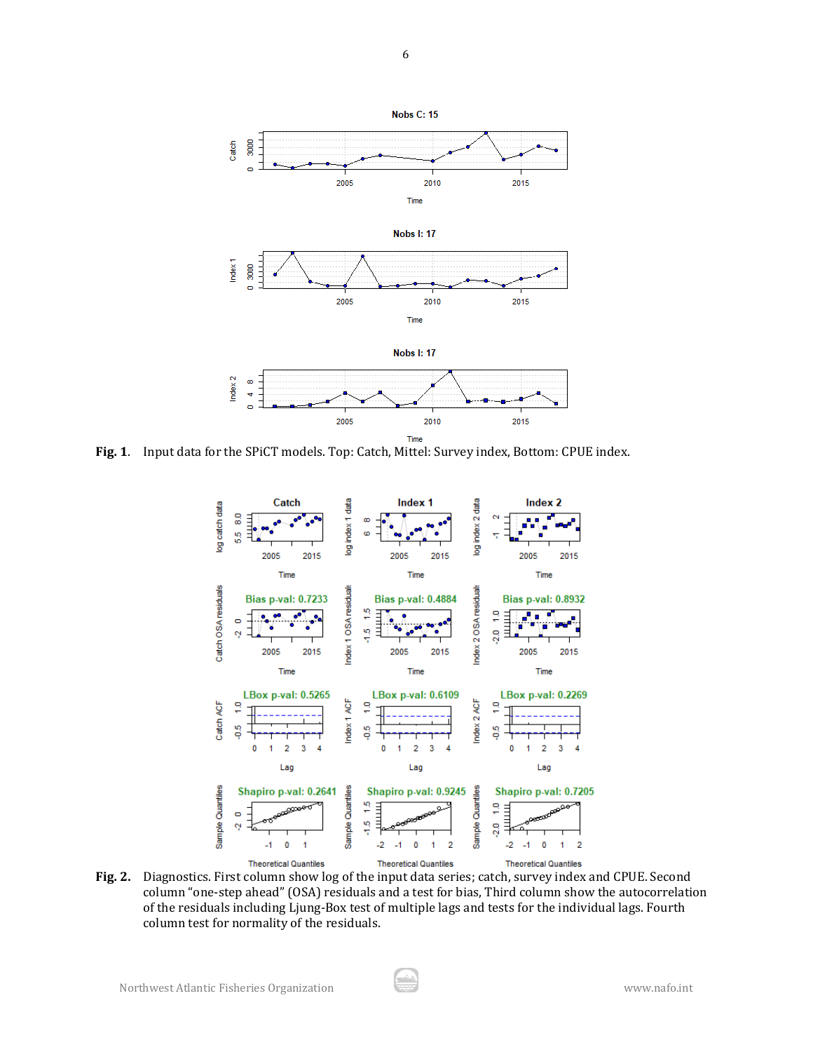Nobs C: 15

Catch

0

3000

2005

2010

2015

Time

Nobs I: 17

Index 1

0

3000

2005

2010

2015

Time

Nobs I: 17

Index 2

0

4

8

2005

2010

2015

Time

**Fig. 1**. Input data for the SPiCT models. Top: Catch, Mittel: Survey index, Bottom: CPUE index.

Catch

Index 1

Index 2

log catch data

log index 1 data

log index 2 data

Bias p-val: 0.7233

Bias p-val: 0.4884

Bias p-val: 0.8932

Catch OSA residuals

Index 1 OSA residuals

Index 2 OSA residuals

LBox p-val: 0.5265

LBox p-val: 0.6109

LBox p-val: 0.2269

Catch ACF

Index 1 ACF

Index 2 ACF

Lag

Shapiro p-val: 0.2641

Shapiro p-val: 0.9245

Shapiro p-val: 0.7205

Sample Quantiles

Theoretical Quantiles

**Fig. 2.** Diagnostics. First column show log of the input data series; catch, survey index and CPUE. Second column "one-step ahead" (OSA) residuals and a test for bias, Third column show the autocorrelation of the residuals including Ljung-Box test of multiple lags and tests for the individual lags. Fourth column test for normality of the residuals.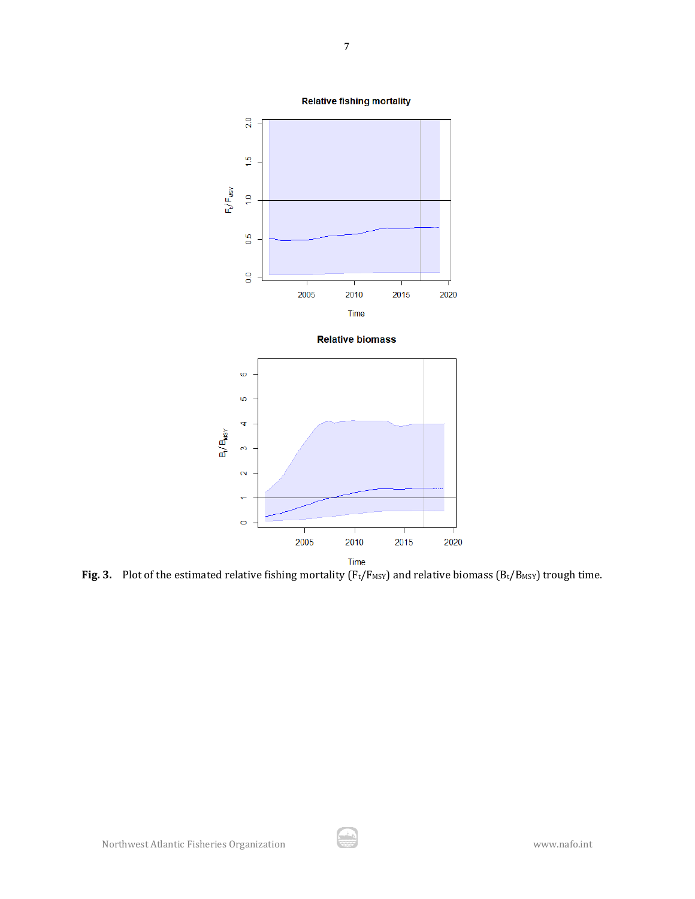Relative fishing mortality

$F_t/F_{MSY}$

0.0
0.5
1.0
1.5
2.0

2005
2010
2015
2020

Time

Relative biomass

$B_t/B_{MSY}$

0
1
2
3
4
5
6

2005
2010
2015
2020

Time

**Fig. 3.** Plot of the estimated relative fishing mortality ($F_t/F_{MSY}$) and relative biomass ($B_t/B_{MSY}$) trough time.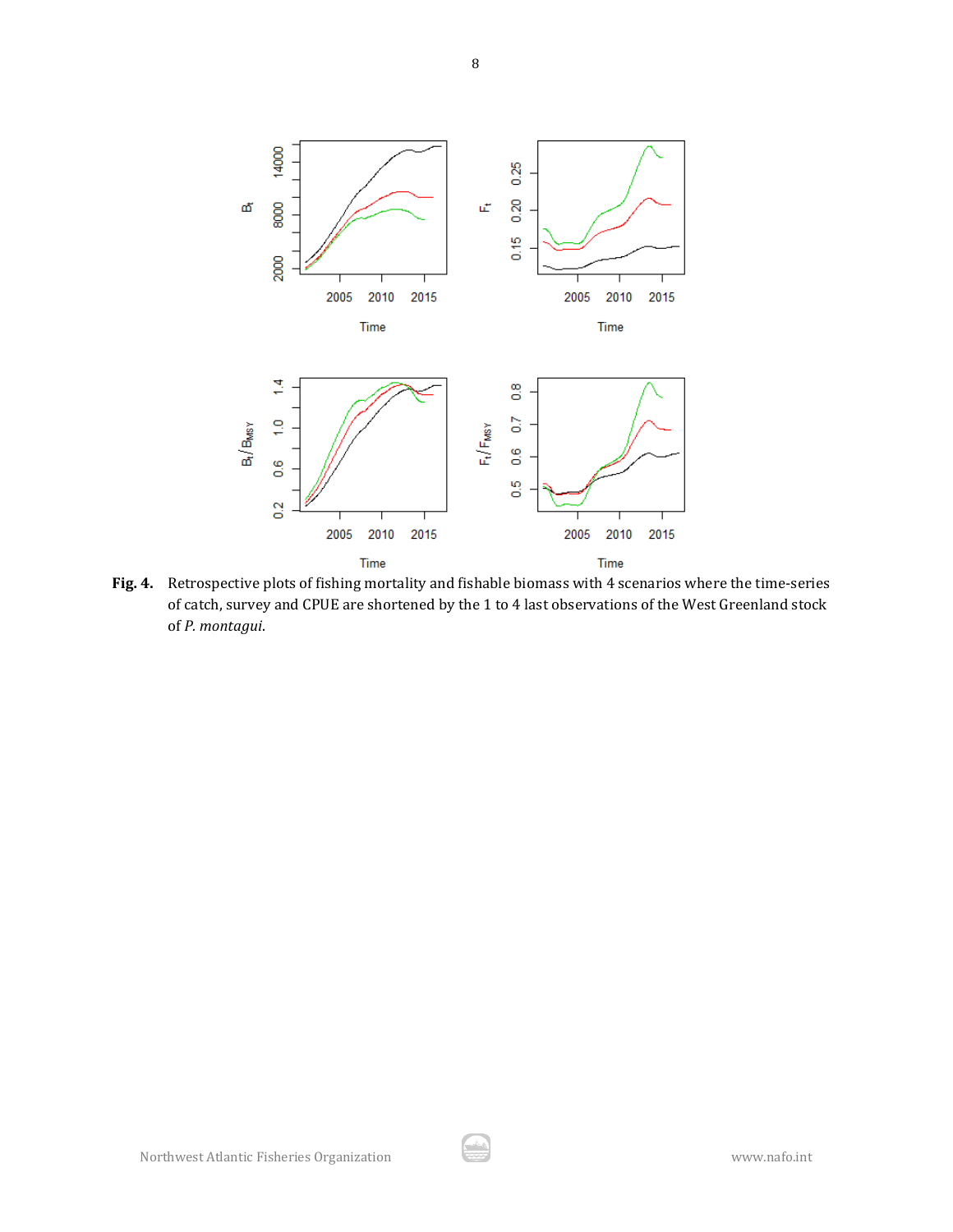$B_t$

14000

8000

2000

2005 2010 2015

Time

$F_t$

0.25

0.20

0.15

2005 2010 2015

Time

$B_t/B_{MSY}$

1.4

1.0

0.6

0.2

2005 2010 2015

Time

$F_t/F_{MSY}$

0.8

0.7

0.6

0.5

2005 2010 2015

Time

**Fig. 4.** Retrospective plots of fishing mortality and fishable biomass with 4 scenarios where the time-series of catch, survey and CPUE are shortened by the 1 to 4 last observations of the West Greenland stock of *P. montagui*.